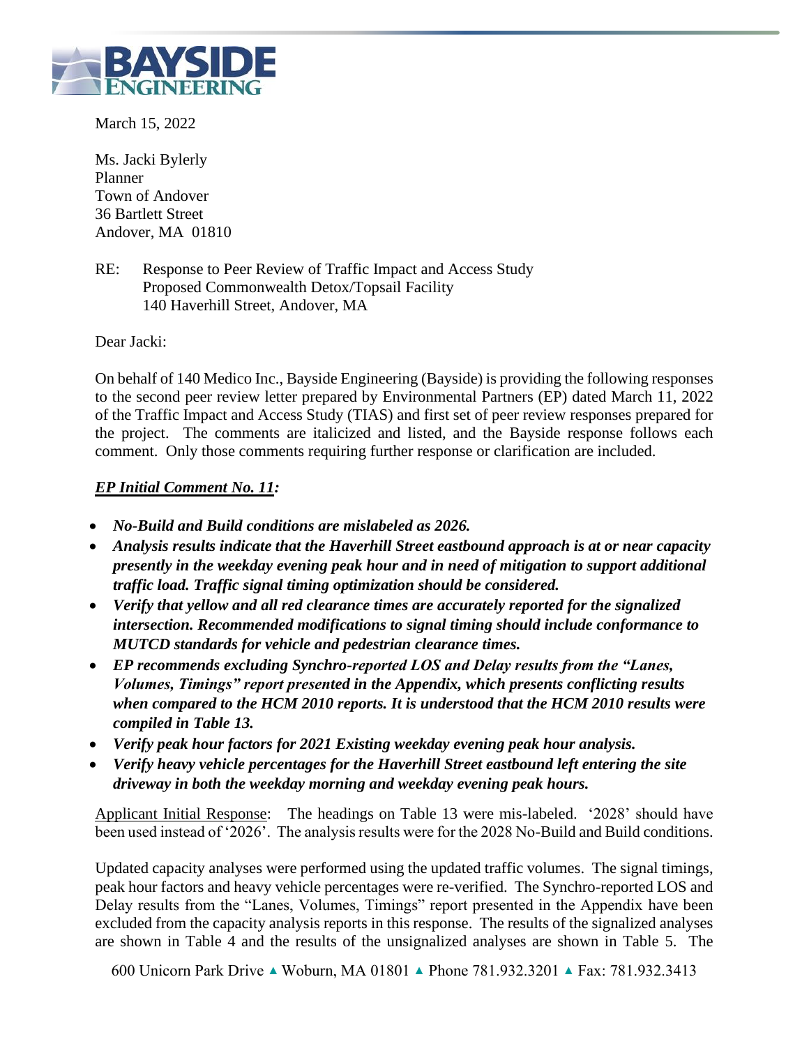# BAYSIDE ENGINEERING

March 15, 2022

Ms. Jacki Bylerly
Planner
Town of Andover
36 Bartlett Street
Andover, MA 01810

RE: Response to Peer Review of Traffic Impact and Access Study
Proposed Commonwealth Detox/Topsail Facility
140 Haverhill Street, Andover, MA

Dear Jacki:

On behalf of 140 Medico Inc., Bayside Engineering (Bayside) is providing the following responses to the second peer review letter prepared by Environmental Partners (EP) dated March 11, 2022 of the Traffic Impact and Access Study (TIAS) and first set of peer review responses prepared for the project. The comments are italicized and listed, and the Bayside response follows each comment. Only those comments requiring further response or clarification are included.

***EP Initial Comment No. 11*:**

- ***No-Build and Build conditions are mislabeled as 2026.***
- ***Analysis results indicate that the Haverhill Street eastbound approach is at or near capacity presently in the weekday evening peak hour and in need of mitigation to support additional traffic load. Traffic signal timing optimization should be considered.***
- ***Verify that yellow and all red clearance times are accurately reported for the signalized intersection. Recommended modifications to signal timing should include conformance to MUTCD standards for vehicle and pedestrian clearance times.***
- ***EP recommends excluding Synchro-reported LOS and Delay results from the "Lanes, Volumes, Timings" report presented in the Appendix, which presents conflicting results when compared to the HCM 2010 reports. It is understood that the HCM 2010 results were compiled in Table 13.***
- ***Verify peak hour factors for 2021 Existing weekday evening peak hour analysis.***
- ***Verify heavy vehicle percentages for the Haverhill Street eastbound left entering the site driveway in both the weekday morning and weekday evening peak hours.***

Applicant Initial Response: The headings on Table 13 were mis-labeled. '2028' should have been used instead of '2026'. The analysis results were for the 2028 No-Build and Build conditions.

Updated capacity analyses were performed using the updated traffic volumes. The signal timings, peak hour factors and heavy vehicle percentages were re-verified. The Synchro-reported LOS and Delay results from the "Lanes, Volumes, Timings" report presented in the Appendix have been excluded from the capacity analysis reports in this response. The results of the signalized analyses are shown in Table 4 and the results of the unsignalized analyses are shown in Table 5. The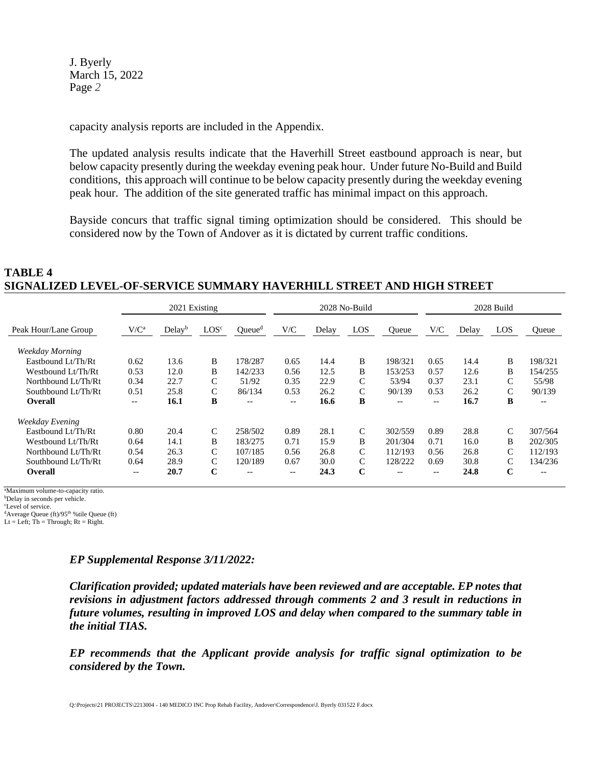capacity analysis reports are included in the Appendix.

The updated analysis results indicate that the Haverhill Street eastbound approach is near, but below capacity presently during the weekday evening peak hour. Under future No-Build and Build conditions, this approach will continue to be below capacity presently during the weekday evening peak hour. The addition of the site generated traffic has minimal impact on this approach.

Bayside concurs that traffic signal timing optimization should be considered. This should be considered now by the Town of Andover as it is dictated by current traffic conditions.

**TABLE 4**
**SIGNALIZED LEVEL-OF-SERVICE SUMMARY HAVERHILL STREET AND HIGH STREET**

| | 2021 Existing | | | | 2028 No-Build | | | | 2028 Build | | | |
|---|---|---|---|---|---|---|---|---|---|---|---|---|
| Peak Hour/Lane Group | V/C[a] | Delay[b] | LOS[c] | Queue[d] | V/C | Delay | LOS | Queue | V/C | Delay | LOS | Queue |
| *Weekday Morning* | | | | | | | | | | | | |
| Eastbound Lt/Th/Rt | 0.62 | 13.6 | B | 178/287 | 0.65 | 14.4 | B | 198/321 | 0.65 | 14.4 | B | 198/321 |
| Westbound Lt/Th/Rt | 0.53 | 12.0 | B | 142/233 | 0.56 | 12.5 | B | 153/253 | 0.57 | 12.6 | B | 154/255 |
| Northbound Lt/Th/Rt | 0.34 | 22.7 | C | 51/92 | 0.35 | 22.9 | C | 53/94 | 0.37 | 23.1 | C | 55/98 |
| Southbound Lt/Th/Rt | 0.51 | 25.8 | C | 86/134 | 0.53 | 26.2 | C | 90/139 | 0.53 | 26.2 | C | 90/139 |
| **Overall** | -- | **16.1** | **B** | -- | -- | **16.6** | **B** | -- | -- | **16.7** | **B** | -- |
| *Weekday Evening* | | | | | | | | | | | | |
| Eastbound Lt/Th/Rt | 0.80 | 20.4 | C | 258/502 | 0.89 | 28.1 | C | 302/559 | 0.89 | 28.8 | C | 307/564 |
| Westbound Lt/Th/Rt | 0.64 | 14.1 | B | 183/275 | 0.71 | 15.9 | B | 201/304 | 0.71 | 16.0 | B | 202/305 |
| Northbound Lt/Th/Rt | 0.54 | 26.3 | C | 107/185 | 0.56 | 26.8 | C | 112/193 | 0.56 | 26.8 | C | 112/193 |
| Southbound Lt/Th/Rt | 0.64 | 28.9 | C | 120/189 | 0.67 | 30.0 | C | 128/222 | 0.69 | 30.8 | C | 134/236 |
| **Overall** | -- | **20.7** | **C** | -- | -- | **24.3** | **C** | -- | -- | **24.8** | **C** | -- |

[a]Maximum volume-to-capacity ratio.
[b]Delay in seconds per vehicle.
[c]Level of service.
[d]Average Queue (ft)/95th %tile Queue (ft)
Lt = Left; Th = Through; Rt = Right.

***EP Supplemental Response 3/11/2022:***

***Clarification provided; updated materials have been reviewed and are acceptable. EP notes that revisions in adjustment factors addressed through comments 2 and 3 result in reductions in future volumes, resulting in improved LOS and delay when compared to the summary table in the initial TIAS.***

***EP recommends that the Applicant provide analysis for traffic signal optimization to be considered by the Town.***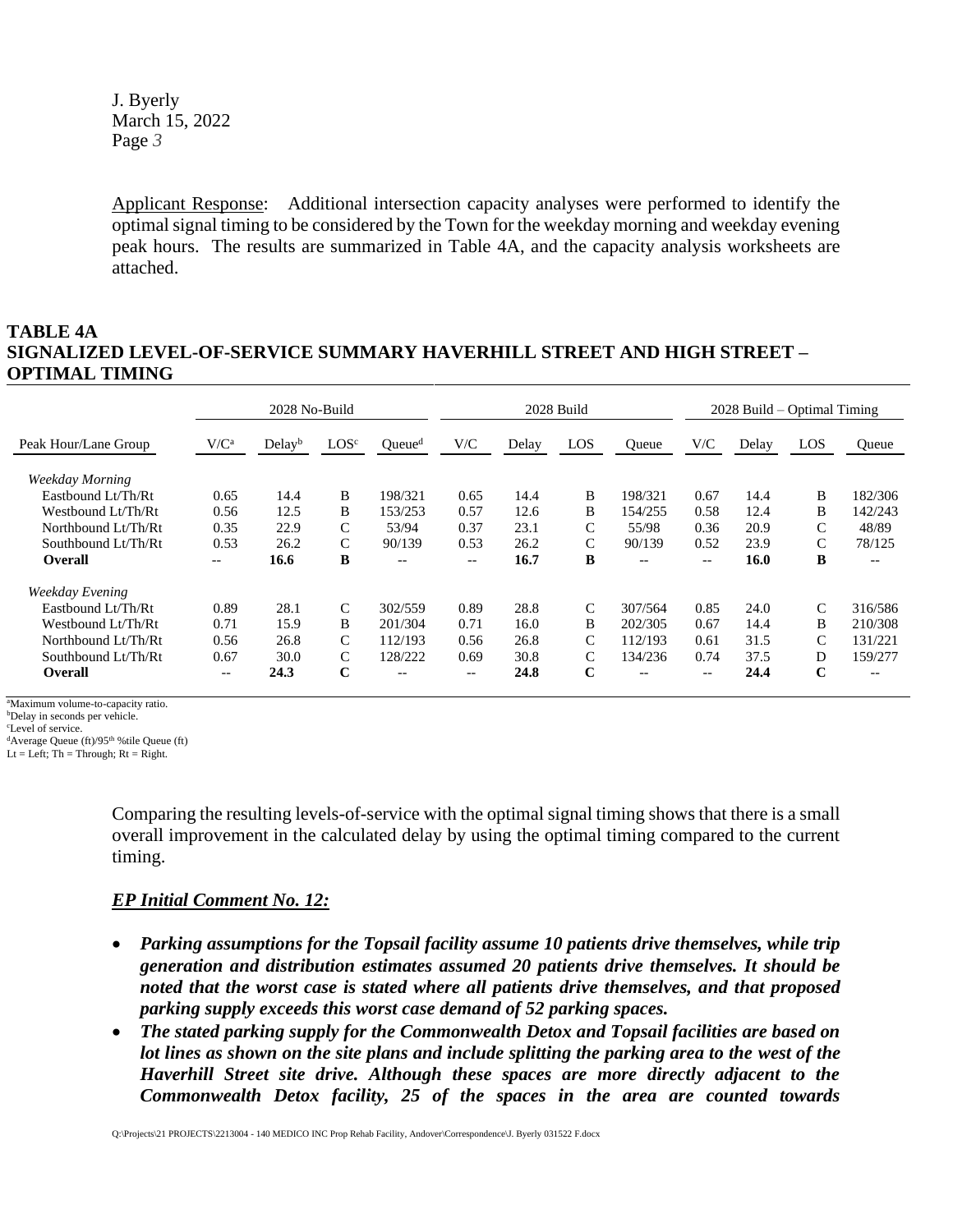Applicant Response: Additional intersection capacity analyses were performed to identify the optimal signal timing to be considered by the Town for the weekday morning and weekday evening peak hours. The results are summarized in Table 4A, and the capacity analysis worksheets are attached.

**TABLE 4A**
**SIGNALIZED LEVEL-OF-SERVICE SUMMARY HAVERHILL STREET AND HIGH STREET – OPTIMAL TIMING**

| | 2028 No-Build | | | | 2028 Build | | | | 2028 Build – Optimal Timing | | | |
|---|---|---|---|---|---|---|---|---|---|---|---|---|
| Peak Hour/Lane Group | V/C[a] | Delay[b] | LOS[c] | Queue[d] | V/C | Delay | LOS | Queue | V/C | Delay | LOS | Queue |
| *Weekday Morning* | | | | | | | | | | | | |
| Eastbound Lt/Th/Rt | 0.65 | 14.4 | B | 198/321 | 0.65 | 14.4 | B | 198/321 | 0.67 | 14.4 | B | 182/306 |
| Westbound Lt/Th/Rt | 0.56 | 12.5 | B | 153/253 | 0.57 | 12.6 | B | 154/255 | 0.58 | 12.4 | B | 142/243 |
| Northbound Lt/Th/Rt | 0.35 | 22.9 | C | 53/94 | 0.37 | 23.1 | C | 55/98 | 0.36 | 20.9 | C | 48/89 |
| Southbound Lt/Th/Rt | 0.53 | 26.2 | C | 90/139 | 0.53 | 26.2 | C | 90/139 | 0.52 | 23.9 | C | 78/125 |
| **Overall** | -- | **16.6** | **B** | -- | -- | **16.7** | **B** | -- | -- | **16.0** | **B** | -- |
| *Weekday Evening* | | | | | | | | | | | | |
| Eastbound Lt/Th/Rt | 0.89 | 28.1 | C | 302/559 | 0.89 | 28.8 | C | 307/564 | 0.85 | 24.0 | C | 316/586 |
| Westbound Lt/Th/Rt | 0.71 | 15.9 | B | 201/304 | 0.71 | 16.0 | B | 202/305 | 0.67 | 14.4 | B | 210/308 |
| Northbound Lt/Th/Rt | 0.56 | 26.8 | C | 112/193 | 0.56 | 26.8 | C | 112/193 | 0.61 | 31.5 | C | 131/221 |
| Southbound Lt/Th/Rt | 0.67 | 30.0 | C | 128/222 | 0.69 | 30.8 | C | 134/236 | 0.74 | 37.5 | D | 159/277 |
| **Overall** | -- | **24.3** | **C** | -- | -- | **24.8** | **C** | -- | -- | **24.4** | **C** | -- |

[a]Maximum volume-to-capacity ratio.
[b]Delay in seconds per vehicle.
[c]Level of service.
[d]Average Queue (ft)/95th %tile Queue (ft)
Lt = Left; Th = Through; Rt = Right.

Comparing the resulting levels-of-service with the optimal signal timing shows that there is a small overall improvement in the calculated delay by using the optimal timing compared to the current timing.

***EP Initial Comment No. 12:***

- ***Parking assumptions for the Topsail facility assume 10 patients drive themselves, while trip generation and distribution estimates assumed 20 patients drive themselves. It should be noted that the worst case is stated where all patients drive themselves, and that proposed parking supply exceeds this worst case demand of 52 parking spaces.***
- ***The stated parking supply for the Commonwealth Detox and Topsail facilities are based on lot lines as shown on the site plans and include splitting the parking area to the west of the Haverhill Street site drive. Although these spaces are more directly adjacent to the Commonwealth Detox facility, 25 of the spaces in the area are counted towards***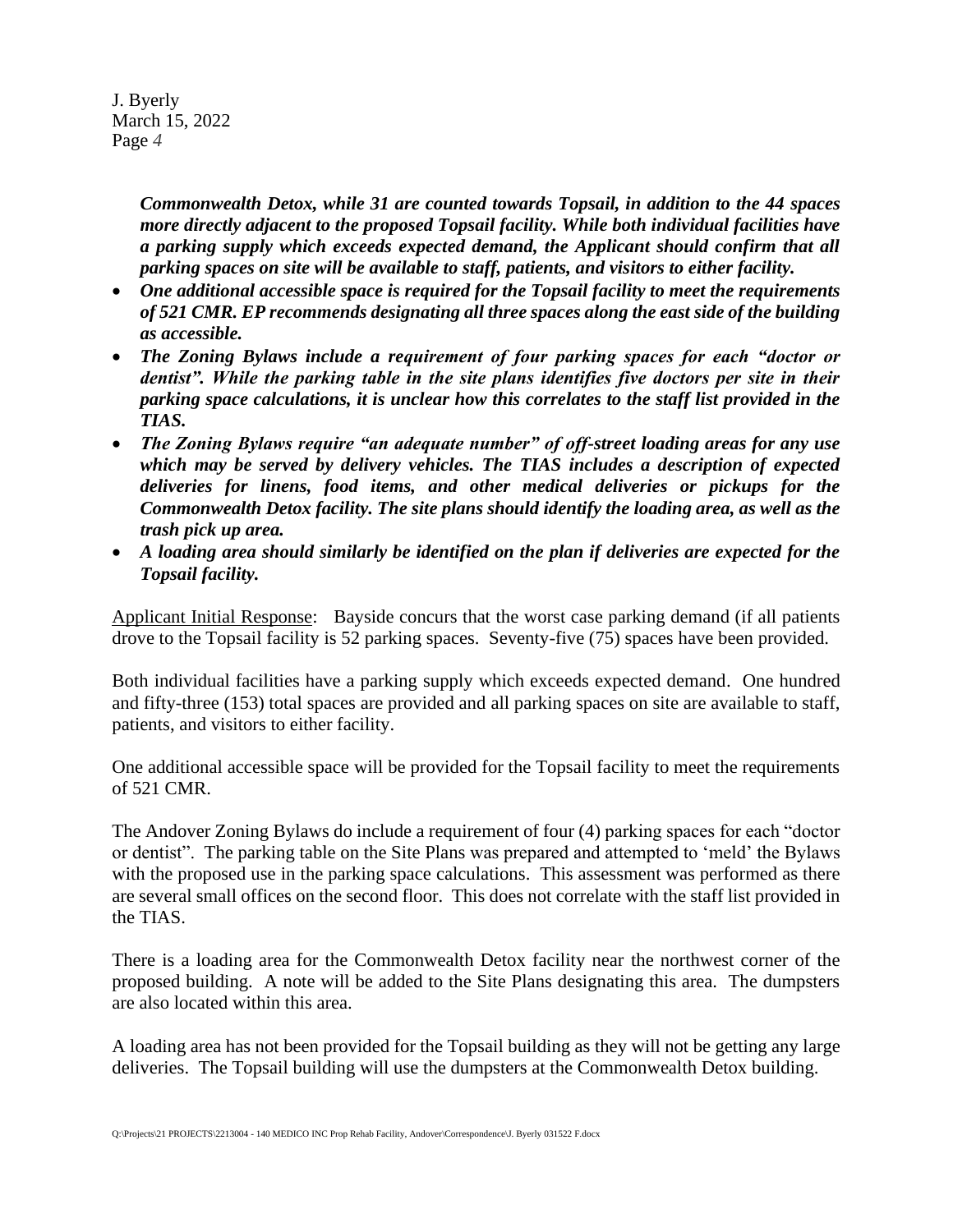***Commonwealth Detox, while 31 are counted towards Topsail, in addition to the 44 spaces more directly adjacent to the proposed Topsail facility. While both individual facilities have a parking supply which exceeds expected demand, the Applicant should confirm that all parking spaces on site will be available to staff, patients, and visitors to either facility.***

- ***One additional accessible space is required for the Topsail facility to meet the requirements of 521 CMR. EP recommends designating all three spaces along the east side of the building as accessible.***
- ***The Zoning Bylaws include a requirement of four parking spaces for each "doctor or dentist". While the parking table in the site plans identifies five doctors per site in their parking space calculations, it is unclear how this correlates to the staff list provided in the TIAS.***
- ***The Zoning Bylaws require "an adequate number" of off-street loading areas for any use which may be served by delivery vehicles. The TIAS includes a description of expected deliveries for linens, food items, and other medical deliveries or pickups for the Commonwealth Detox facility. The site plans should identify the loading area, as well as the trash pick up area.***
- ***A loading area should similarly be identified on the plan if deliveries are expected for the Topsail facility.***

Applicant Initial Response: Bayside concurs that the worst case parking demand (if all patients drove to the Topsail facility is 52 parking spaces. Seventy-five (75) spaces have been provided.

Both individual facilities have a parking supply which exceeds expected demand. One hundred and fifty-three (153) total spaces are provided and all parking spaces on site are available to staff, patients, and visitors to either facility.

One additional accessible space will be provided for the Topsail facility to meet the requirements of 521 CMR.

The Andover Zoning Bylaws do include a requirement of four (4) parking spaces for each "doctor or dentist". The parking table on the Site Plans was prepared and attempted to 'meld' the Bylaws with the proposed use in the parking space calculations. This assessment was performed as there are several small offices on the second floor. This does not correlate with the staff list provided in the TIAS.

There is a loading area for the Commonwealth Detox facility near the northwest corner of the proposed building. A note will be added to the Site Plans designating this area. The dumpsters are also located within this area.

A loading area has not been provided for the Topsail building as they will not be getting any large deliveries. The Topsail building will use the dumpsters at the Commonwealth Detox building.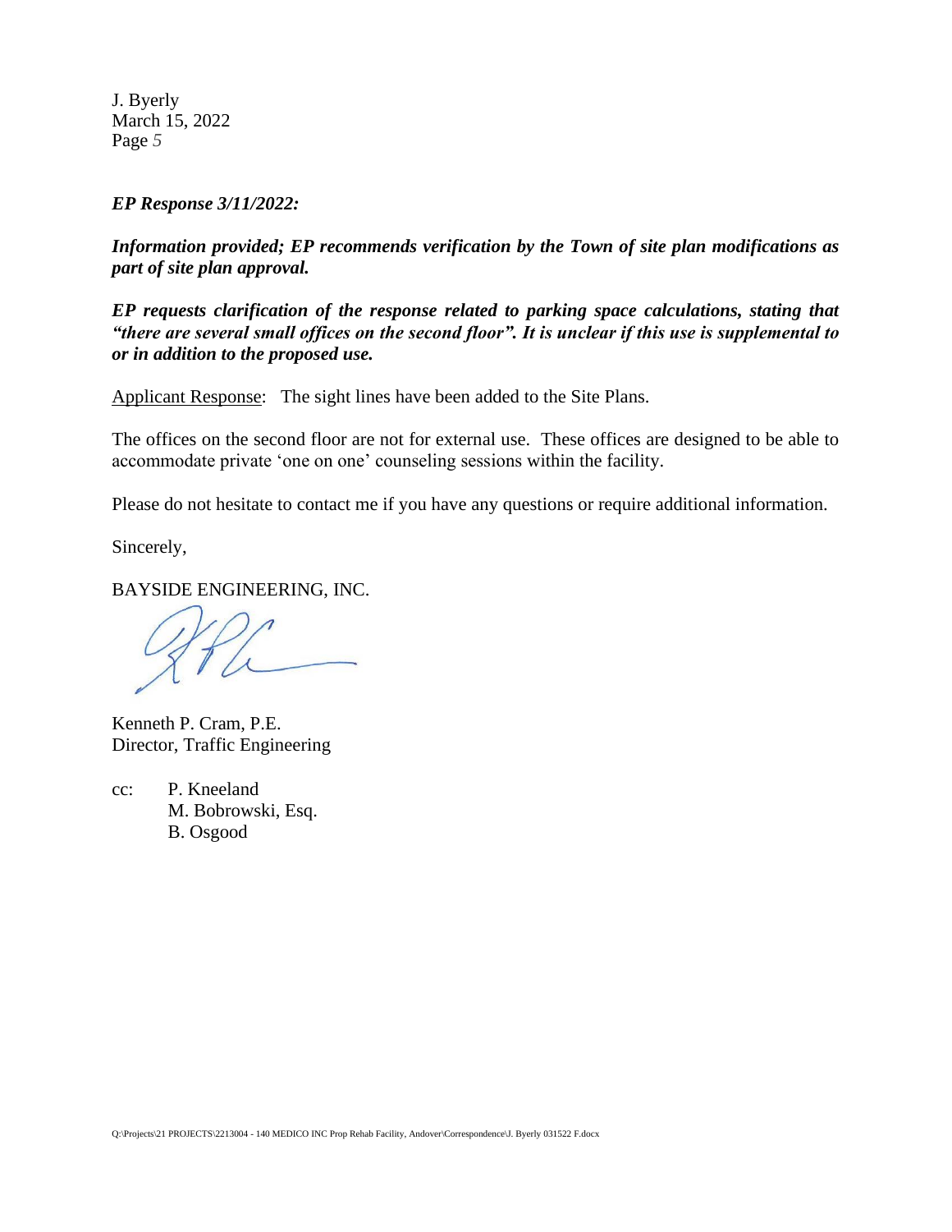***EP Response 3/11/2022:***

***Information provided; EP recommends verification by the Town of site plan modifications as part of site plan approval.***

***EP requests clarification of the response related to parking space calculations, stating that "there are several small offices on the second floor". It is unclear if this use is supplemental to or in addition to the proposed use.***

<u>Applicant Response</u>: The sight lines have been added to the Site Plans.

The offices on the second floor are not for external use. These offices are designed to be able to accommodate private 'one on one' counseling sessions within the facility.

Please do not hesitate to contact me if you have any questions or require additional information.

Sincerely,

BAYSIDE ENGINEERING, INC.

Kenneth P. Cram, P.E.
Director, Traffic Engineering

cc: P. Kneeland
M. Bobrowski, Esq.
B. Osgood

Q:\Projects\21 PROJECTS\2213004 - 140 MEDICO INC Prop Rehab Facility, Andover\Correspondence\J. Byerly 031522 F.docx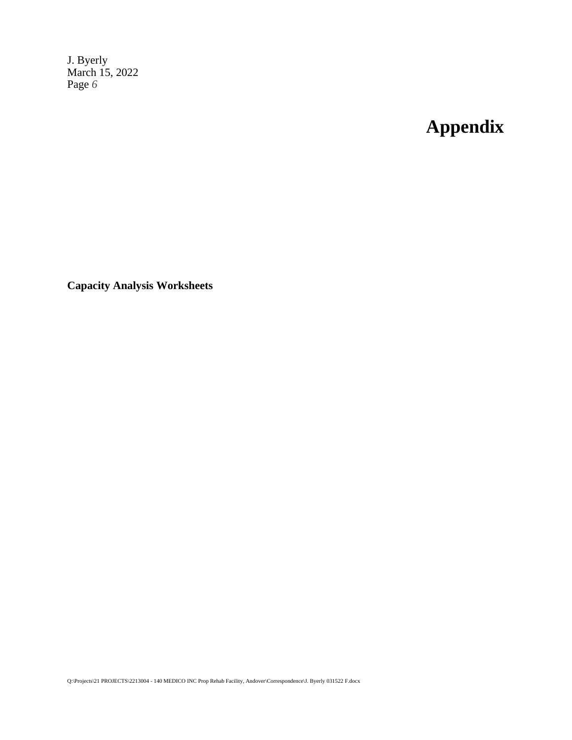# Appendix

**Capacity Analysis Worksheets**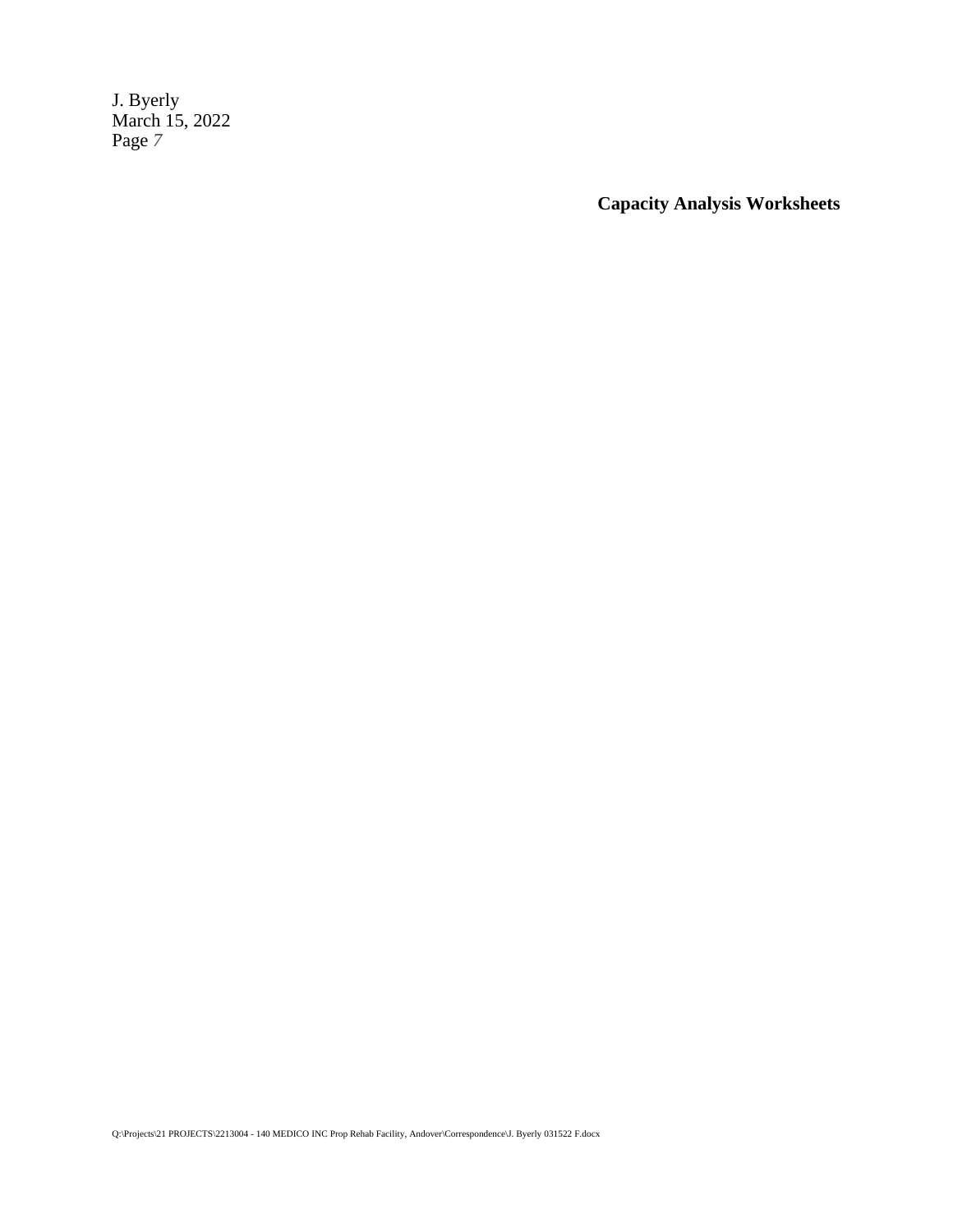**Capacity Analysis Worksheets**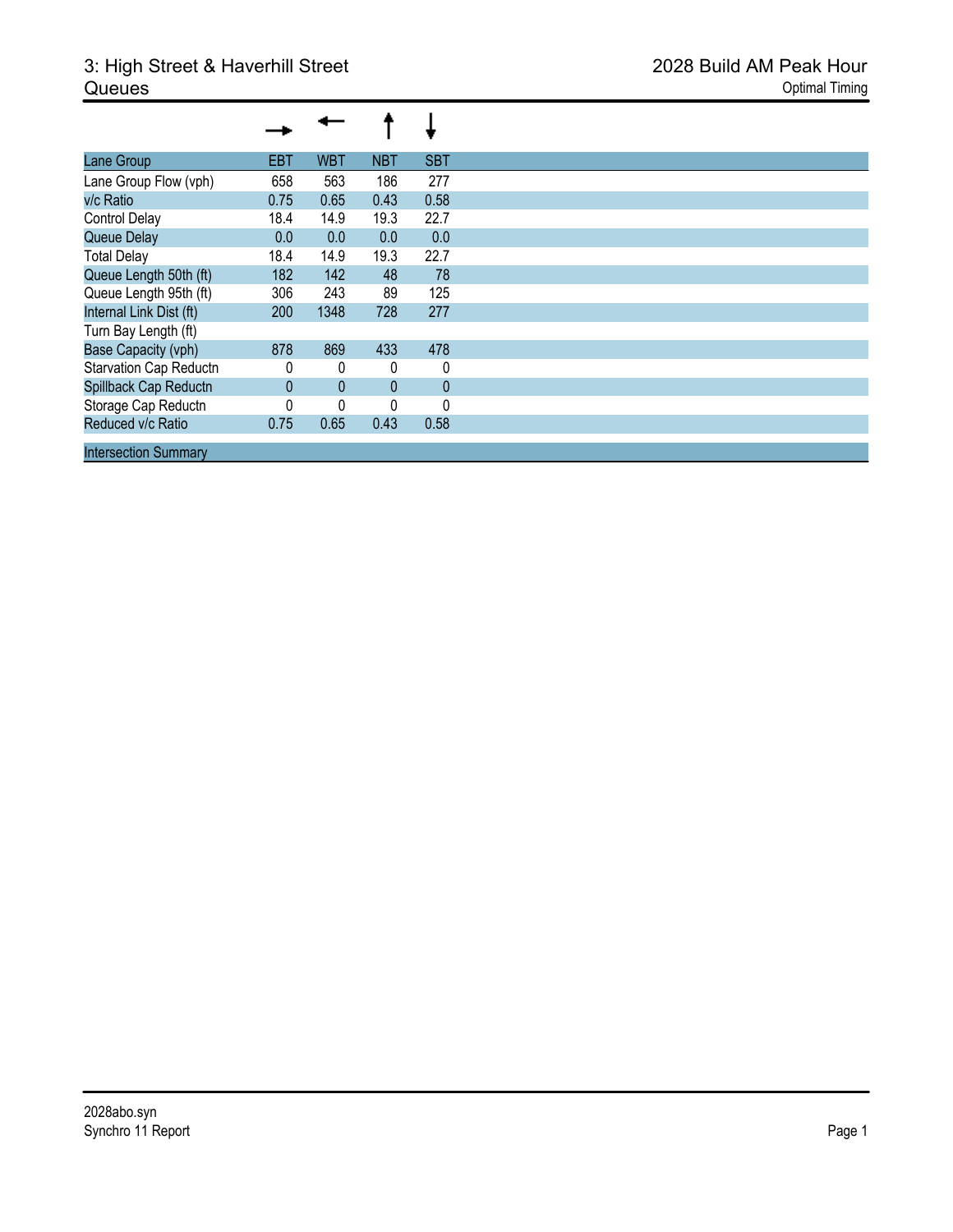# 3: High Street & Haverhill Street
## Queues

2028 Build AM Peak Hour
Optimal Timing

| Lane Group | EBT | WBT | NBT | SBT |
|---|---|---|---|---|
| Lane Group Flow (vph) | 658 | 563 | 186 | 277 |
| v/c Ratio | 0.75 | 0.65 | 0.43 | 0.58 |
| Control Delay | 18.4 | 14.9 | 19.3 | 22.7 |
| Queue Delay | 0.0 | 0.0 | 0.0 | 0.0 |
| Total Delay | 18.4 | 14.9 | 19.3 | 22.7 |
| Queue Length 50th (ft) | 182 | 142 | 48 | 78 |
| Queue Length 95th (ft) | 306 | 243 | 89 | 125 |
| Internal Link Dist (ft) | 200 | 1348 | 728 | 277 |
| Turn Bay Length (ft) | | | | |
| Base Capacity (vph) | 878 | 869 | 433 | 478 |
| Starvation Cap Reductn | 0 | 0 | 0 | 0 |
| Spillback Cap Reductn | 0 | 0 | 0 | 0 |
| Storage Cap Reductn | 0 | 0 | 0 | 0 |
| Reduced v/c Ratio | 0.75 | 0.65 | 0.43 | 0.58 |

Intersection Summary

2028abo.syn
Synchro 11 Report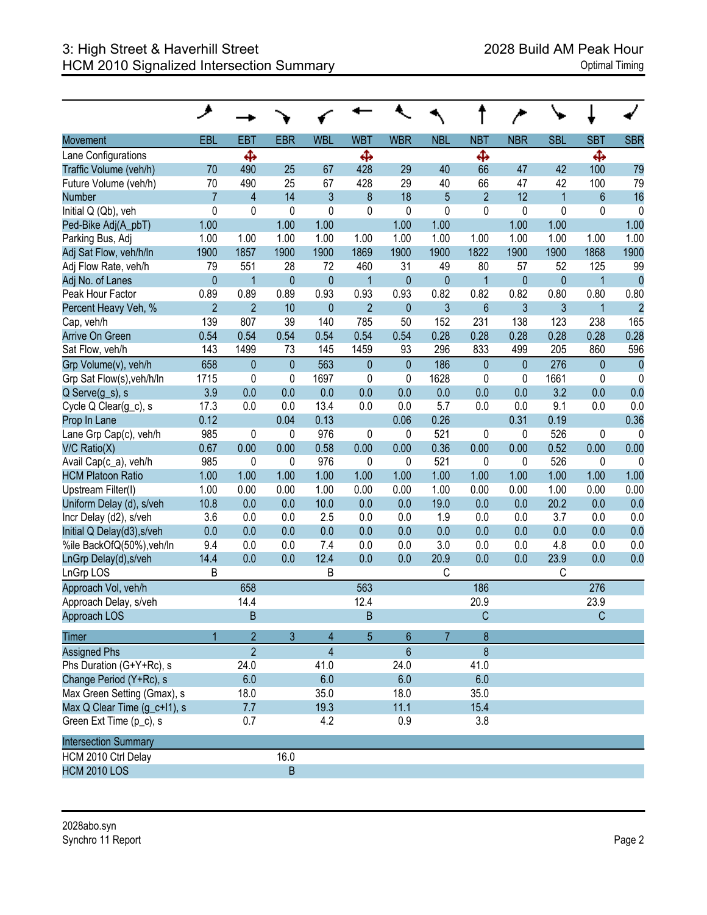# 3: High Street & Haverhill Street
## HCM 2010 Signalized Intersection Summary

2028 Build AM Peak Hour
Optimal Timing

| Movement | EBL | EBT | EBR | WBL | WBT | WBR | NBL | NBT | NBR | SBL | SBT | SBR |
|---|---|---|---|---|---|---|---|---|---|---|---|---|
| Lane Configurations | | ✣ | | | ✣ | | | ✣ | | | ✣ | |
| Traffic Volume (veh/h) | 70 | 490 | 25 | 67 | 428 | 29 | 40 | 66 | 47 | 42 | 100 | 79 |
| Future Volume (veh/h) | 70 | 490 | 25 | 67 | 428 | 29 | 40 | 66 | 47 | 42 | 100 | 79 |
| Number | 7 | 4 | 14 | 3 | 8 | 18 | 5 | 2 | 12 | 1 | 6 | 16 |
| Initial Q (Qb), veh | 0 | 0 | 0 | 0 | 0 | 0 | 0 | 0 | 0 | 0 | 0 | 0 |
| Ped-Bike Adj(A_pbT) | 1.00 | | 1.00 | 1.00 | | 1.00 | 1.00 | | 1.00 | 1.00 | | 1.00 |
| Parking Bus, Adj | 1.00 | 1.00 | 1.00 | 1.00 | 1.00 | 1.00 | 1.00 | 1.00 | 1.00 | 1.00 | 1.00 | 1.00 |
| Adj Sat Flow, veh/h/ln | 1900 | 1857 | 1900 | 1900 | 1869 | 1900 | 1900 | 1822 | 1900 | 1900 | 1868 | 1900 |
| Adj Flow Rate, veh/h | 79 | 551 | 28 | 72 | 460 | 31 | 49 | 80 | 57 | 52 | 125 | 99 |
| Adj No. of Lanes | 0 | 1 | 0 | 0 | 1 | 0 | 0 | 1 | 0 | 0 | 1 | 0 |
| Peak Hour Factor | 0.89 | 0.89 | 0.89 | 0.93 | 0.93 | 0.93 | 0.82 | 0.82 | 0.82 | 0.80 | 0.80 | 0.80 |
| Percent Heavy Veh, % | 2 | 2 | 10 | 0 | 2 | 0 | 3 | 6 | 3 | 3 | 1 | 2 |
| Cap, veh/h | 139 | 807 | 39 | 140 | 785 | 50 | 152 | 231 | 138 | 123 | 238 | 165 |
| Arrive On Green | 0.54 | 0.54 | 0.54 | 0.54 | 0.54 | 0.54 | 0.28 | 0.28 | 0.28 | 0.28 | 0.28 | 0.28 |
| Sat Flow, veh/h | 143 | 1499 | 73 | 145 | 1459 | 93 | 296 | 833 | 499 | 205 | 860 | 596 |
| Grp Volume(v), veh/h | 658 | 0 | 0 | 563 | 0 | 0 | 186 | 0 | 0 | 276 | 0 | 0 |
| Grp Sat Flow(s),veh/h/ln | 1715 | 0 | 0 | 1697 | 0 | 0 | 1628 | 0 | 0 | 1661 | 0 | 0 |
| Q Serve(g_s), s | 3.9 | 0.0 | 0.0 | 0.0 | 0.0 | 0.0 | 0.0 | 0.0 | 0.0 | 3.2 | 0.0 | 0.0 |
| Cycle Q Clear(g_c), s | 17.3 | 0.0 | 0.0 | 13.4 | 0.0 | 0.0 | 5.7 | 0.0 | 0.0 | 9.1 | 0.0 | 0.0 |
| Prop In Lane | 0.12 | | 0.04 | 0.13 | | 0.06 | 0.26 | | 0.31 | 0.19 | | 0.36 |
| Lane Grp Cap(c), veh/h | 985 | 0 | 0 | 976 | 0 | 0 | 521 | 0 | 0 | 526 | 0 | 0 |
| V/C Ratio(X) | 0.67 | 0.00 | 0.00 | 0.58 | 0.00 | 0.00 | 0.36 | 0.00 | 0.00 | 0.52 | 0.00 | 0.00 |
| Avail Cap(c_a), veh/h | 985 | 0 | 0 | 976 | 0 | 0 | 521 | 0 | 0 | 526 | 0 | 0 |
| HCM Platoon Ratio | 1.00 | 1.00 | 1.00 | 1.00 | 1.00 | 1.00 | 1.00 | 1.00 | 1.00 | 1.00 | 1.00 | 1.00 |
| Upstream Filter(I) | 1.00 | 0.00 | 0.00 | 1.00 | 0.00 | 0.00 | 1.00 | 0.00 | 0.00 | 1.00 | 0.00 | 0.00 |
| Uniform Delay (d), s/veh | 10.8 | 0.0 | 0.0 | 10.0 | 0.0 | 0.0 | 19.0 | 0.0 | 0.0 | 20.2 | 0.0 | 0.0 |
| Incr Delay (d2), s/veh | 3.6 | 0.0 | 0.0 | 2.5 | 0.0 | 0.0 | 1.9 | 0.0 | 0.0 | 3.7 | 0.0 | 0.0 |
| Initial Q Delay(d3),s/veh | 0.0 | 0.0 | 0.0 | 0.0 | 0.0 | 0.0 | 0.0 | 0.0 | 0.0 | 0.0 | 0.0 | 0.0 |
| %ile BackOfQ(50%),veh/ln | 9.4 | 0.0 | 0.0 | 7.4 | 0.0 | 0.0 | 3.0 | 0.0 | 0.0 | 4.8 | 0.0 | 0.0 |
| LnGrp Delay(d),s/veh | 14.4 | 0.0 | 0.0 | 12.4 | 0.0 | 0.0 | 20.9 | 0.0 | 0.0 | 23.9 | 0.0 | 0.0 |
| LnGrp LOS | B | | | B | | | C | | | C | | |
| Approach Vol, veh/h | | 658 | | | 563 | | | 186 | | | 276 | |
| Approach Delay, s/veh | | 14.4 | | | 12.4 | | | 20.9 | | | 23.9 | |
| Approach LOS | | B | | | B | | | C | | | C | |

| Timer | 1 | 2 | 3 | 4 | 5 | 6 | 7 | 8 |
|---|---|---|---|---|---|---|---|---|
| Assigned Phs | | 2 | | 4 | | 6 | | 8 |
| Phs Duration (G+Y+Rc), s | | 24.0 | | 41.0 | | 24.0 | | 41.0 |
| Change Period (Y+Rc), s | | 6.0 | | 6.0 | | 6.0 | | 6.0 |
| Max Green Setting (Gmax), s | | 18.0 | | 35.0 | | 18.0 | | 35.0 |
| Max Q Clear Time (g_c+I1), s | | 7.7 | | 19.3 | | 11.1 | | 15.4 |
| Green Ext Time (p_c), s | | 0.7 | | 4.2 | | 0.9 | | 3.8 |

| Intersection Summary | | |
|---|---|---|
| HCM 2010 Ctrl Delay | | 16.0 |
| HCM 2010 LOS | | B |

2028abo.syn
Synchro 11 Report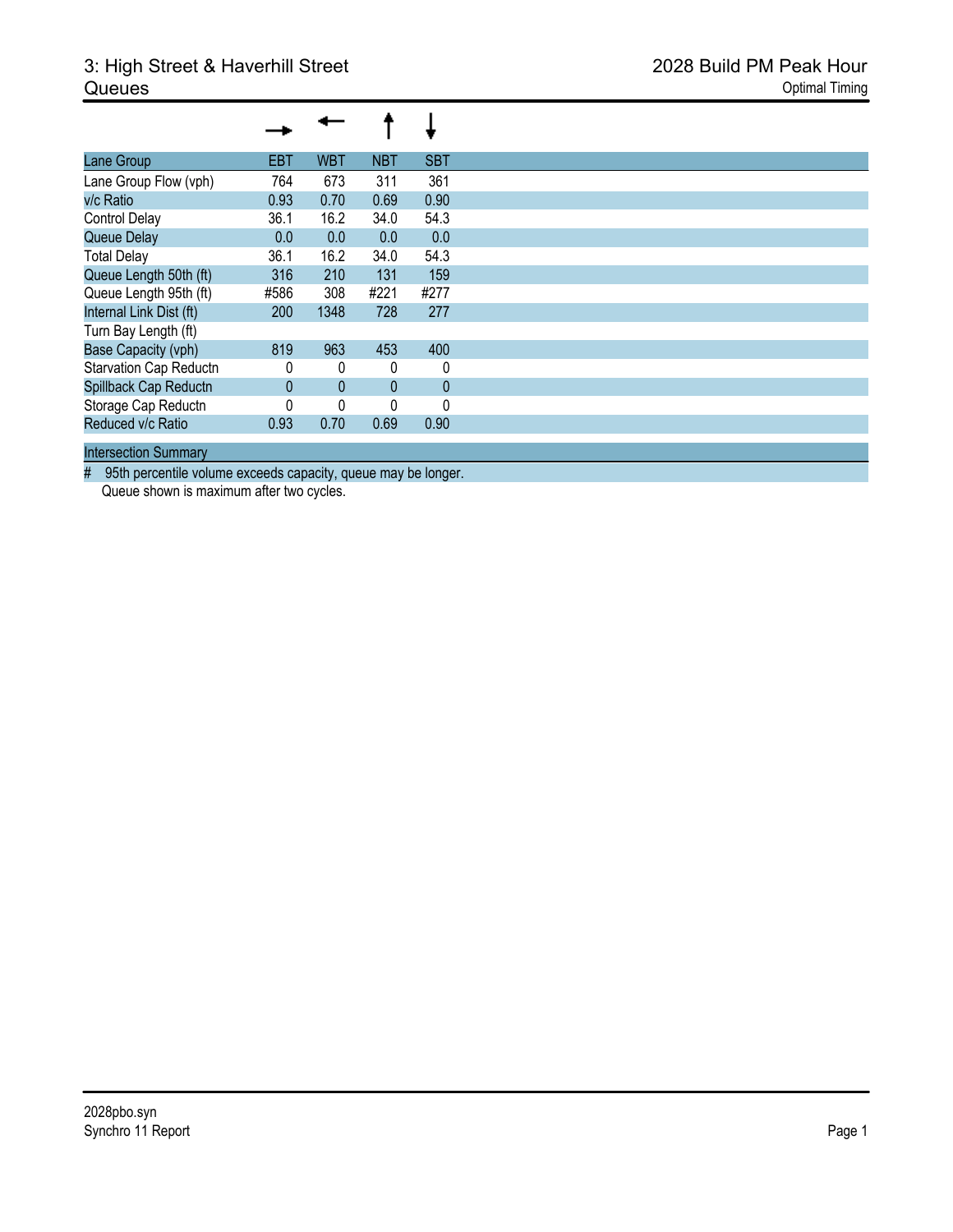# 3: High Street & Haverhill Street
## Queues

2028 Build PM Peak Hour
Optimal Timing

| | → | ← | ↑ | ↓ |
|---|---|---|---|---|
| Lane Group | EBT | WBT | NBT | SBT |
| Lane Group Flow (vph) | 764 | 673 | 311 | 361 |
| v/c Ratio | 0.93 | 0.70 | 0.69 | 0.90 |
| Control Delay | 36.1 | 16.2 | 34.0 | 54.3 |
| Queue Delay | 0.0 | 0.0 | 0.0 | 0.0 |
| Total Delay | 36.1 | 16.2 | 34.0 | 54.3 |
| Queue Length 50th (ft) | 316 | 210 | 131 | 159 |
| Queue Length 95th (ft) | #586 | 308 | #221 | #277 |
| Internal Link Dist (ft) | 200 | 1348 | 728 | 277 |
| Turn Bay Length (ft) | | | | |
| Base Capacity (vph) | 819 | 963 | 453 | 400 |
| Starvation Cap Reductn | 0 | 0 | 0 | 0 |
| Spillback Cap Reductn | 0 | 0 | 0 | 0 |
| Storage Cap Reductn | 0 | 0 | 0 | 0 |
| Reduced v/c Ratio | 0.93 | 0.70 | 0.69 | 0.90 |

**Intersection Summary**

# 95th percentile volume exceeds capacity, queue may be longer.
Queue shown is maximum after two cycles.

2028pbo.syn
Synchro 11 Report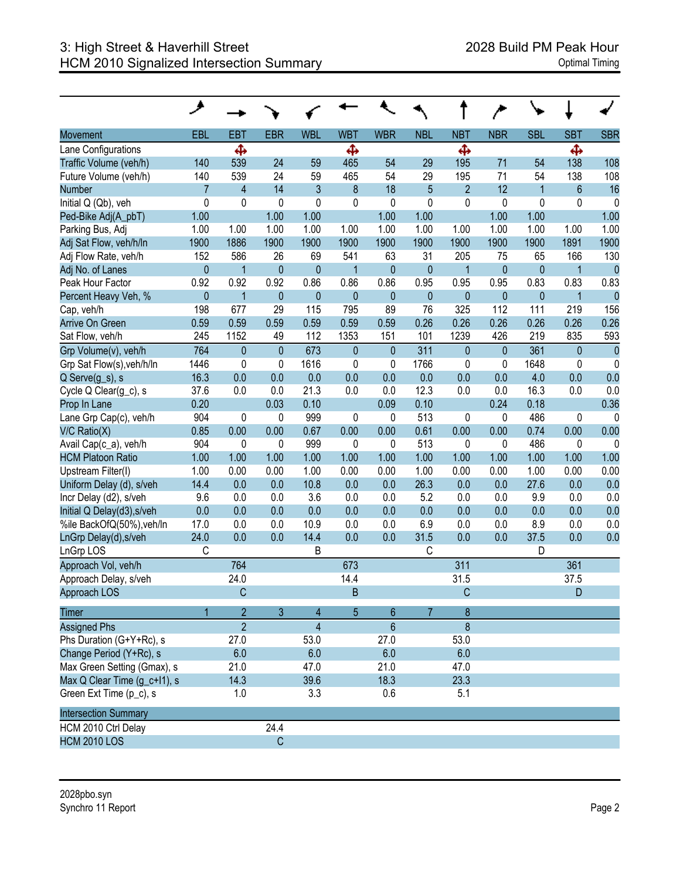# 3: High Street & Haverhill Street
## HCM 2010 Signalized Intersection Summary

2028 Build PM Peak Hour
Optimal Timing

| Movement | EBL | EBT | EBR | WBL | WBT | WBR | NBL | NBT | NBR | SBL | SBT | SBR |
|---|---|---|---|---|---|---|---|---|---|---|---|---|
| Lane Configurations | | ✣ | | | ✣ | | | ✣ | | | ✣ | |
| Traffic Volume (veh/h) | 140 | 539 | 24 | 59 | 465 | 54 | 29 | 195 | 71 | 54 | 138 | 108 |
| Future Volume (veh/h) | 140 | 539 | 24 | 59 | 465 | 54 | 29 | 195 | 71 | 54 | 138 | 108 |
| Number | 7 | 4 | 14 | 3 | 8 | 18 | 5 | 2 | 12 | 1 | 6 | 16 |
| Initial Q (Qb), veh | 0 | 0 | 0 | 0 | 0 | 0 | 0 | 0 | 0 | 0 | 0 | 0 |
| Ped-Bike Adj(A_pbT) | 1.00 | | 1.00 | 1.00 | | 1.00 | 1.00 | | 1.00 | 1.00 | | 1.00 |
| Parking Bus, Adj | 1.00 | 1.00 | 1.00 | 1.00 | 1.00 | 1.00 | 1.00 | 1.00 | 1.00 | 1.00 | 1.00 | 1.00 |
| Adj Sat Flow, veh/h/ln | 1900 | 1886 | 1900 | 1900 | 1900 | 1900 | 1900 | 1900 | 1900 | 1900 | 1891 | 1900 |
| Adj Flow Rate, veh/h | 152 | 586 | 26 | 69 | 541 | 63 | 31 | 205 | 75 | 65 | 166 | 130 |
| Adj No. of Lanes | 0 | 1 | 0 | 0 | 1 | 0 | 0 | 1 | 0 | 0 | 1 | 0 |
| Peak Hour Factor | 0.92 | 0.92 | 0.92 | 0.86 | 0.86 | 0.86 | 0.95 | 0.95 | 0.95 | 0.83 | 0.83 | 0.83 |
| Percent Heavy Veh, % | 0 | 1 | 0 | 0 | 0 | 0 | 0 | 0 | 0 | 0 | 1 | 0 |
| Cap, veh/h | 198 | 677 | 29 | 115 | 795 | 89 | 76 | 325 | 112 | 111 | 219 | 156 |
| Arrive On Green | 0.59 | 0.59 | 0.59 | 0.59 | 0.59 | 0.59 | 0.26 | 0.26 | 0.26 | 0.26 | 0.26 | 0.26 |
| Sat Flow, veh/h | 245 | 1152 | 49 | 112 | 1353 | 151 | 101 | 1239 | 426 | 219 | 835 | 593 |
| Grp Volume(v), veh/h | 764 | 0 | 0 | 673 | 0 | 0 | 311 | 0 | 0 | 361 | 0 | 0 |
| Grp Sat Flow(s),veh/h/ln | 1446 | 0 | 0 | 1616 | 0 | 0 | 1766 | 0 | 0 | 1648 | 0 | 0 |
| Q Serve(g_s), s | 16.3 | 0.0 | 0.0 | 0.0 | 0.0 | 0.0 | 0.0 | 0.0 | 0.0 | 4.0 | 0.0 | 0.0 |
| Cycle Q Clear(g_c), s | 37.6 | 0.0 | 0.0 | 21.3 | 0.0 | 0.0 | 12.3 | 0.0 | 0.0 | 16.3 | 0.0 | 0.0 |
| Prop In Lane | 0.20 | | 0.03 | 0.10 | | 0.09 | 0.10 | | 0.24 | 0.18 | | 0.36 |
| Lane Grp Cap(c), veh/h | 904 | 0 | 0 | 999 | 0 | 0 | 513 | 0 | 0 | 486 | 0 | 0 |
| V/C Ratio(X) | 0.85 | 0.00 | 0.00 | 0.67 | 0.00 | 0.00 | 0.61 | 0.00 | 0.00 | 0.74 | 0.00 | 0.00 |
| Avail Cap(c_a), veh/h | 904 | 0 | 0 | 999 | 0 | 0 | 513 | 0 | 0 | 486 | 0 | 0 |
| HCM Platoon Ratio | 1.00 | 1.00 | 1.00 | 1.00 | 1.00 | 1.00 | 1.00 | 1.00 | 1.00 | 1.00 | 1.00 | 1.00 |
| Upstream Filter(I) | 1.00 | 0.00 | 0.00 | 1.00 | 0.00 | 0.00 | 1.00 | 0.00 | 0.00 | 1.00 | 0.00 | 0.00 |
| Uniform Delay (d), s/veh | 14.4 | 0.0 | 0.0 | 10.8 | 0.0 | 0.0 | 26.3 | 0.0 | 0.0 | 27.6 | 0.0 | 0.0 |
| Incr Delay (d2), s/veh | 9.6 | 0.0 | 0.0 | 3.6 | 0.0 | 0.0 | 5.2 | 0.0 | 0.0 | 9.9 | 0.0 | 0.0 |
| Initial Q Delay(d3),s/veh | 0.0 | 0.0 | 0.0 | 0.0 | 0.0 | 0.0 | 0.0 | 0.0 | 0.0 | 0.0 | 0.0 | 0.0 |
| %ile BackOfQ(50%),veh/ln | 17.0 | 0.0 | 0.0 | 10.9 | 0.0 | 0.0 | 6.9 | 0.0 | 0.0 | 8.9 | 0.0 | 0.0 |
| LnGrp Delay(d),s/veh | 24.0 | 0.0 | 0.0 | 14.4 | 0.0 | 0.0 | 31.5 | 0.0 | 0.0 | 37.5 | 0.0 | 0.0 |
| LnGrp LOS | C | | | B | | | C | | | D | | |
| Approach Vol, veh/h | | 764 | | | 673 | | | 311 | | | 361 | |
| Approach Delay, s/veh | | 24.0 | | | 14.4 | | | 31.5 | | | 37.5 | |
| Approach LOS | | C | | | B | | | C | | | D | |

| Timer | 1 | 2 | 3 | 4 | 5 | 6 | 7 | 8 |
|---|---|---|---|---|---|---|---|---|
| Assigned Phs | | 2 | | 4 | | 6 | | 8 |
| Phs Duration (G+Y+Rc), s | | 27.0 | | 53.0 | | 27.0 | | 53.0 |
| Change Period (Y+Rc), s | | 6.0 | | 6.0 | | 6.0 | | 6.0 |
| Max Green Setting (Gmax), s | | 21.0 | | 47.0 | | 21.0 | | 47.0 |
| Max Q Clear Time (g_c+I1), s | | 14.3 | | 39.6 | | 18.3 | | 23.3 |
| Green Ext Time (p_c), s | | 1.0 | | 3.3 | | 0.6 | | 5.1 |

| Intersection Summary | |
|---|---|
| HCM 2010 Ctrl Delay | 24.4 |
| HCM 2010 LOS | C |

2028pbo.syn
Synchro 11 Report